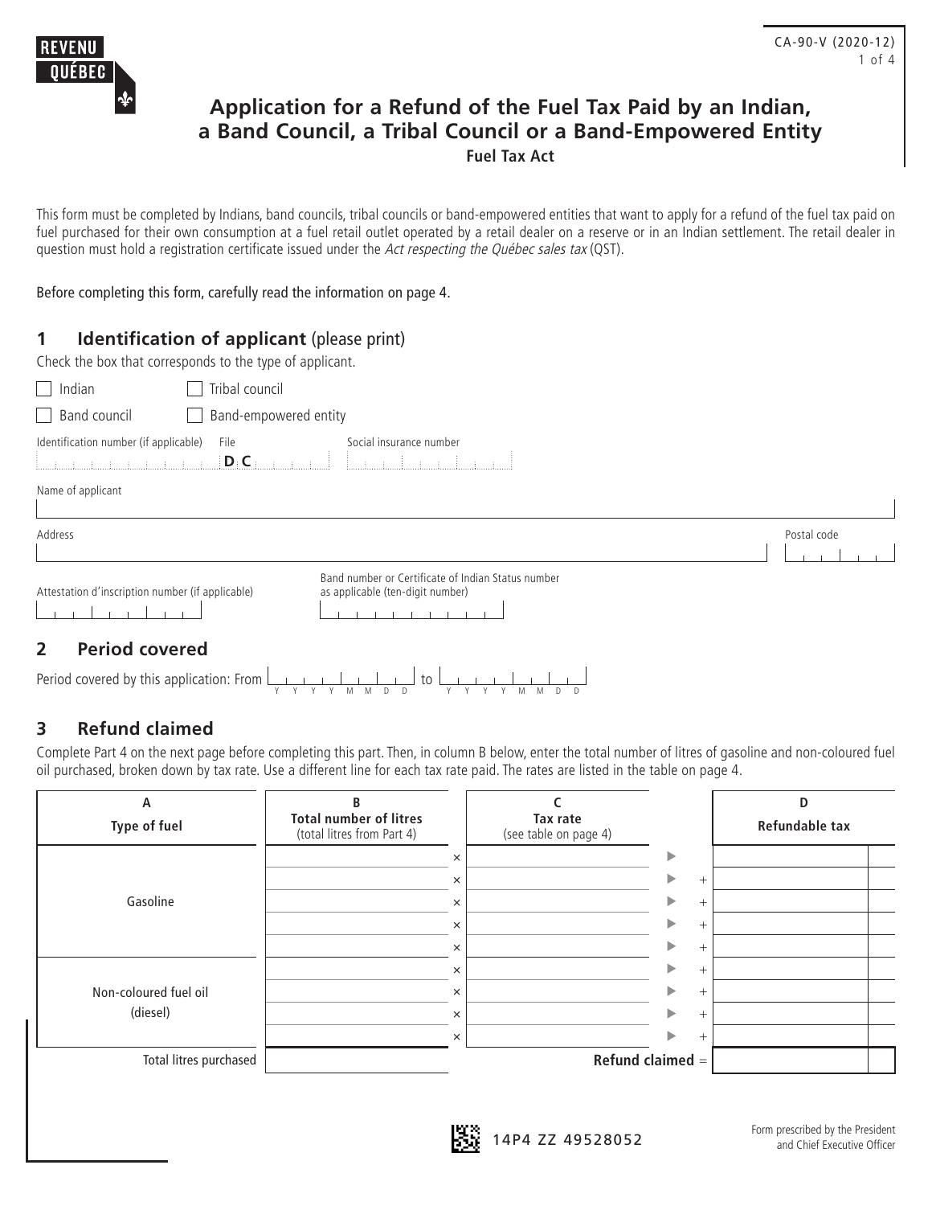REVENU QUÉBEC

# Application for a Refund of the Fuel Tax Paid by an Indian, a Band Council, a Tribal Council or a Band-Empowered Entity

**Fuel Tax Act**

This form must be completed by Indians, band councils, tribal councils or band-empowered entities that want to apply for a refund of the fuel tax paid on fuel purchased for their own consumption at a fuel retail outlet operated by a retail dealer on a reserve or in an Indian settlement. The retail dealer in question must hold a registration certificate issued under the *Act respecting the Québec sales tax* (QST).

Before completing this form, carefully read the information on page 4.

## 1 Identification of applicant (please print)

Check the box that corresponds to the type of applicant.

- ☐ Indian
- ☐ Tribal council
- ☐ Band council
- ☐ Band-empowered entity

Identification number (if applicable) | File D C | Social insurance number

Name of applicant

Address | Postal code

Attestation d'inscription number (if applicable) | Band number or Certificate of Indian Status number as applicable (ten-digit number)

## 2 Period covered

Period covered by this application: From YYYYMMDD to YYYYMMDD

## 3 Refund claimed

Complete Part 4 on the next page before completing this part. Then, in column B below, enter the total number of litres of gasoline and non-coloured fuel oil purchased, broken down by tax rate. Use a different line for each tax rate paid. The rates are listed in the table on page 4.

| A<br>Type of fuel | B<br>Total number of litres<br>(total litres from Part 4) | | C<br>Tax rate<br>(see table on page 4) | | | D<br>Refundable tax |
|---|---|---|---|---|---|---|
| Gasoline | | × | | ▶ | | |
| | | × | | ▶ | + | |
| | | × | | ▶ | + | |
| | | × | | ▶ | + | |
| | | × | | ▶ | + | |
| Non-coloured fuel oil (diesel) | | × | | ▶ | + | |
| | | × | | ▶ | + | |
| | | × | | ▶ | + | |
| | | × | | ▶ | + | |
| Total litres purchased | | | **Refund claimed** = | | | |

14P4 ZZ 49528052

Form prescribed by the President and Chief Executive Officer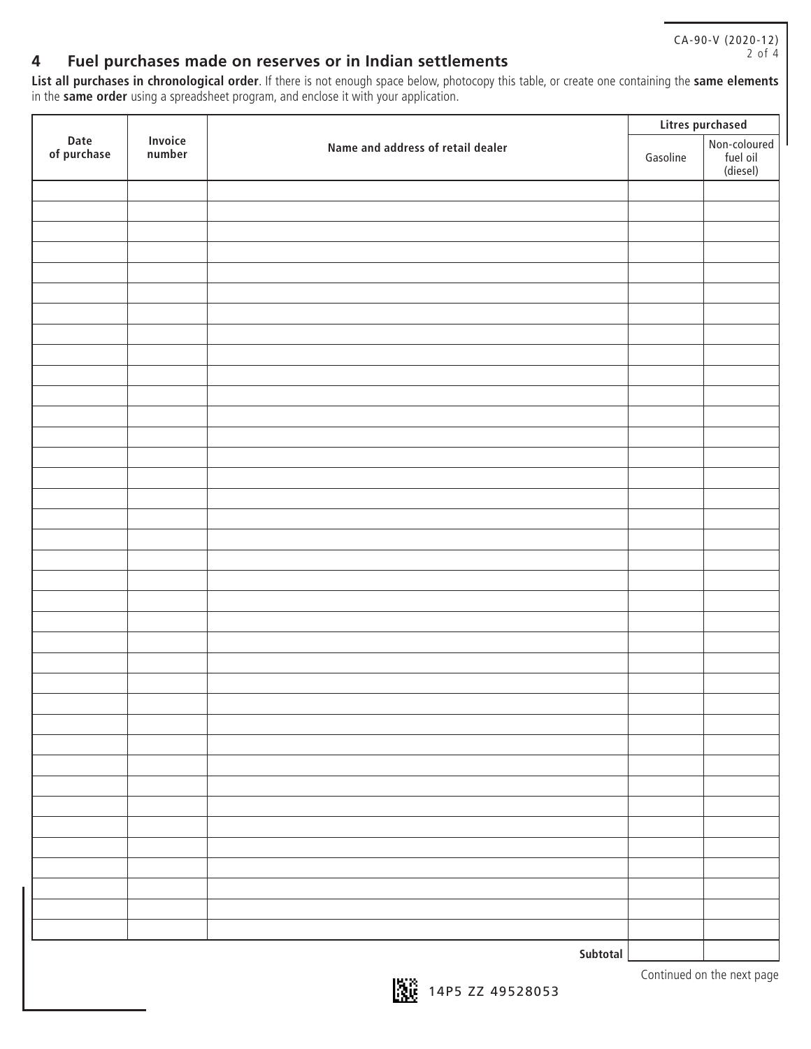## 4 Fuel purchases made on reserves or in Indian settlements

**List all purchases in chronological order**. If there is not enough space below, photocopy this table, or create one containing the **same elements** in the **same order** using a spreadsheet program, and enclose it with your application.

| Date of purchase | Invoice number | Name and address of retail dealer | Litres purchased | |
|---|---|---|---|---|
| | | | Gasoline | Non-coloured fuel oil (diesel) |
| | | | | |
| | | | | |
| | | | | |
| | | | | |
| | | | | |
| | | | | |
| | | | | |
| | | | | |
| | | | | |
| | | | | |
| | | | | |
| | | | | |
| | | | | |
| | | | | |
| | | | | |
| | | | | |
| | | | | |
| | | | | |
| | | | | |
| | | | | |
| | | | | |
| | | | | |
| | | | | |
| | | | | |
| | | | | |
| | | | | |
| | | | | |
| | | | | |
| | | | | |
| | | | | |
| | | | | |
| | | | | |
| | | | | |
| | | | | |
| | | | | |
| | | | | |
| | | | | |
| | | **Subtotal** | | |

Continued on the next page

14P5 ZZ 49528053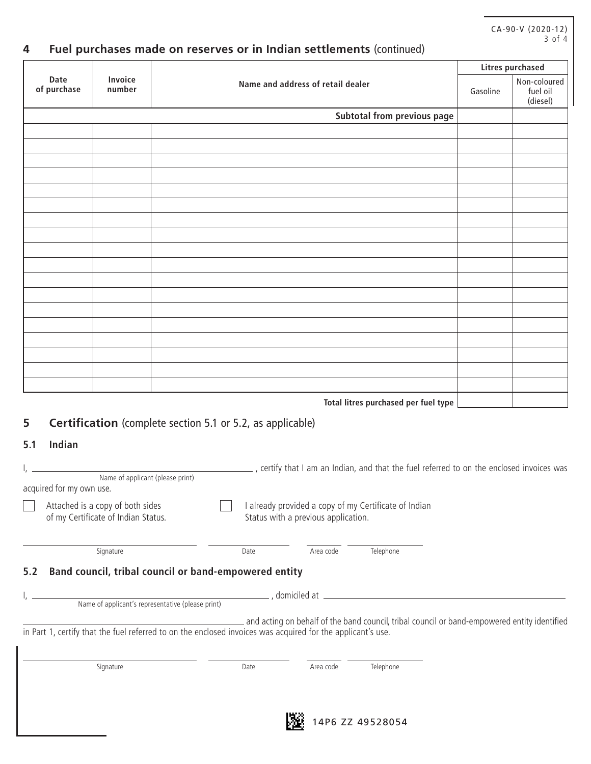CA-90-V (2020-12)

## 4 Fuel purchases made on reserves or in Indian settlements (continued)

| Date of purchase | Invoice number | Name and address of retail dealer | Litres purchased | |
|---|---|---|---|---|
| | | | Gasoline | Non-coloured fuel oil (diesel) |
| | | **Subtotal from previous page** | | |
| | | | | |
| | | | | |
| | | | | |
| | | | | |
| | | | | |
| | | | | |
| | | | | |
| | | | | |
| | | | | |
| | | | | |
| | | | | |
| | | | | |
| | | | | |
| | | | | |
| | | | | |
| | | | | |
| | | | | |
| | | | | |
| | | **Total litres purchased per fuel type** | | |

## 5 Certification (complete section 5.1 or 5.2, as applicable)

### 5.1 Indian

I, ______________________ (Name of applicant (please print)), certify that I am an Indian, and that the fuel referred to on the enclosed invoices was acquired for my own use.

☐ Attached is a copy of both sides of my Certificate of Indian Status.

☐ I already provided a copy of my Certificate of Indian Status with a previous application.

Signature ______________________ Date ____________ Area code ______ Telephone ____________

### 5.2 Band council, tribal council or band-empowered entity

I, ______________________ (Name of applicant's representative (please print)), domiciled at ______________________ ______________________ and acting on behalf of the band council, tribal council or band-empowered entity identified in Part 1, certify that the fuel referred to on the enclosed invoices was acquired for the applicant's use.

Signature ______________________ Date ____________ Area code ______ Telephone ____________

14P6 ZZ 49528054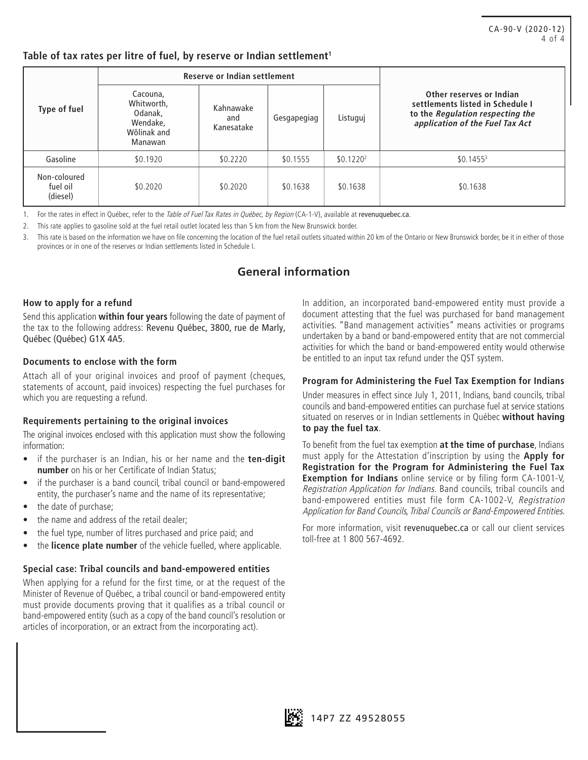### Table of tax rates per litre of fuel, by reserve or Indian settlement[1]

| Type of fuel | Reserve or Indian settlement | | | | Other reserves or Indian settlements listed in Schedule I to the *Regulation respecting the application of the Fuel Tax Act* |
|---|---|---|---|---|---|
| | Cacouna, Whitworth, Odanak, Wendake, Wôlinak and Manawan | Kahnawake and Kanesatake | Gesgapegiag | Listuguj | |
| Gasoline | $0.1920 | $0.2220 | $0.1555 | $0.1220[2] | $0.1455[3] |
| Non-coloured fuel oil (diesel) | $0.2020 | $0.2020 | $0.1638 | $0.1638 | $0.1638 |

1. For the rates in effect in Québec, refer to the *Table of Fuel Tax Rates in Québec, by Region* (CA-1-V), available at revenuquebec.ca.
2. This rate applies to gasoline sold at the fuel retail outlet located less than 5 km from the New Brunswick border.
3. This rate is based on the information we have on file concerning the location of the fuel retail outlets situated within 20 km of the Ontario or New Brunswick border, be it in either of those provinces or in one of the reserves or Indian settlements listed in Schedule I.

## General information

#### How to apply for a refund

Send this application **within four years** following the date of payment of the tax to the following address: Revenu Québec, 3800, rue de Marly, Québec (Québec) G1X 4A5.

#### Documents to enclose with the form

Attach all of your original invoices and proof of payment (cheques, statements of account, paid invoices) respecting the fuel purchases for which you are requesting a refund.

#### Requirements pertaining to the original invoices

The original invoices enclosed with this application must show the following information:

- if the purchaser is an Indian, his or her name and the **ten-digit number** on his or her Certificate of Indian Status;
- if the purchaser is a band council, tribal council or band-empowered entity, the purchaser's name and the name of its representative;
- the date of purchase;
- the name and address of the retail dealer;
- the fuel type, number of litres purchased and price paid; and
- the **licence plate number** of the vehicle fuelled, where applicable.

#### Special case: Tribal councils and band-empowered entities

When applying for a refund for the first time, or at the request of the Minister of Revenue of Québec, a tribal council or band-empowered entity must provide documents proving that it qualifies as a tribal council or band-empowered entity (such as a copy of the band council's resolution or articles of incorporation, or an extract from the incorporating act).

In addition, an incorporated band-empowered entity must provide a document attesting that the fuel was purchased for band management activities. "Band management activities" means activities or programs undertaken by a band or band-empowered entity that are not commercial activities for which the band or band-empowered entity would otherwise be entitled to an input tax refund under the QST system.

#### Program for Administering the Fuel Tax Exemption for Indians

Under measures in effect since July 1, 2011, Indians, band councils, tribal councils and band-empowered entities can purchase fuel at service stations situated on reserves or in Indian settlements in Québec **without having to pay the fuel tax**.

To benefit from the fuel tax exemption **at the time of purchase**, Indians must apply for the Attestation d'inscription by using the **Apply for Registration for the Program for Administering the Fuel Tax Exemption for Indians** online service or by filing form CA-1001-V, *Registration Application for Indians*. Band councils, tribal councils and band-empowered entities must file form CA-1002-V, *Registration Application for Band Councils, Tribal Councils or Band-Empowered Entities*.

For more information, visit revenuquebec.ca or call our client services toll-free at 1 800 567-4692.

14P7 ZZ 49528055